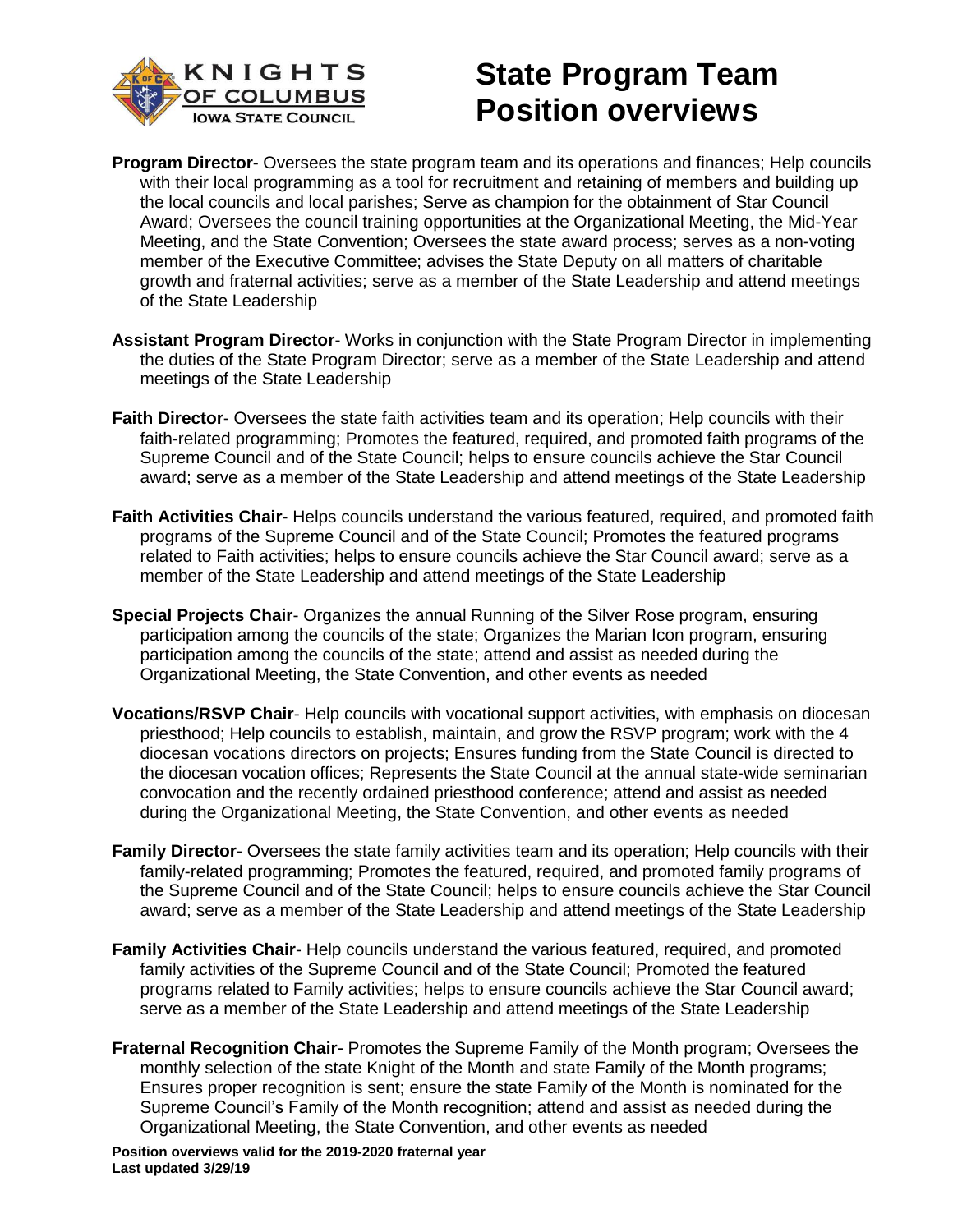KNIGHTS OF COLUMBUS
IOWA STATE COUNCIL

# State Program Team Position overviews

**Program Director**- Oversees the state program team and its operations and finances; Help councils with their local programming as a tool for recruitment and retaining of members and building up the local councils and local parishes; Serve as champion for the obtainment of Star Council Award; Oversees the council training opportunities at the Organizational Meeting, the Mid-Year Meeting, and the State Convention; Oversees the state award process; serves as a non-voting member of the Executive Committee; advises the State Deputy on all matters of charitable growth and fraternal activities; serve as a member of the State Leadership and attend meetings of the State Leadership

**Assistant Program Director**- Works in conjunction with the State Program Director in implementing the duties of the State Program Director; serve as a member of the State Leadership and attend meetings of the State Leadership

**Faith Director**- Oversees the state faith activities team and its operation; Help councils with their faith-related programming; Promotes the featured, required, and promoted faith programs of the Supreme Council and of the State Council; helps to ensure councils achieve the Star Council award; serve as a member of the State Leadership and attend meetings of the State Leadership

**Faith Activities Chair**- Helps councils understand the various featured, required, and promoted faith programs of the Supreme Council and of the State Council; Promotes the featured programs related to Faith activities; helps to ensure councils achieve the Star Council award; serve as a member of the State Leadership and attend meetings of the State Leadership

**Special Projects Chair**- Organizes the annual Running of the Silver Rose program, ensuring participation among the councils of the state; Organizes the Marian Icon program, ensuring participation among the councils of the state; attend and assist as needed during the Organizational Meeting, the State Convention, and other events as needed

**Vocations/RSVP Chair**- Help councils with vocational support activities, with emphasis on diocesan priesthood; Help councils to establish, maintain, and grow the RSVP program; work with the 4 diocesan vocations directors on projects; Ensures funding from the State Council is directed to the diocesan vocation offices; Represents the State Council at the annual state-wide seminarian convocation and the recently ordained priesthood conference; attend and assist as needed during the Organizational Meeting, the State Convention, and other events as needed

**Family Director**- Oversees the state family activities team and its operation; Help councils with their family-related programming; Promotes the featured, required, and promoted family programs of the Supreme Council and of the State Council; helps to ensure councils achieve the Star Council award; serve as a member of the State Leadership and attend meetings of the State Leadership

**Family Activities Chair**- Help councils understand the various featured, required, and promoted family activities of the Supreme Council and of the State Council; Promoted the featured programs related to Family activities; helps to ensure councils achieve the Star Council award; serve as a member of the State Leadership and attend meetings of the State Leadership

**Fraternal Recognition Chair-** Promotes the Supreme Family of the Month program; Oversees the monthly selection of the state Knight of the Month and state Family of the Month programs; Ensures proper recognition is sent; ensure the state Family of the Month is nominated for the Supreme Council's Family of the Month recognition; attend and assist as needed during the Organizational Meeting, the State Convention, and other events as needed

**Position overviews valid for the 2019-2020 fraternal year**
**Last updated 3/29/19**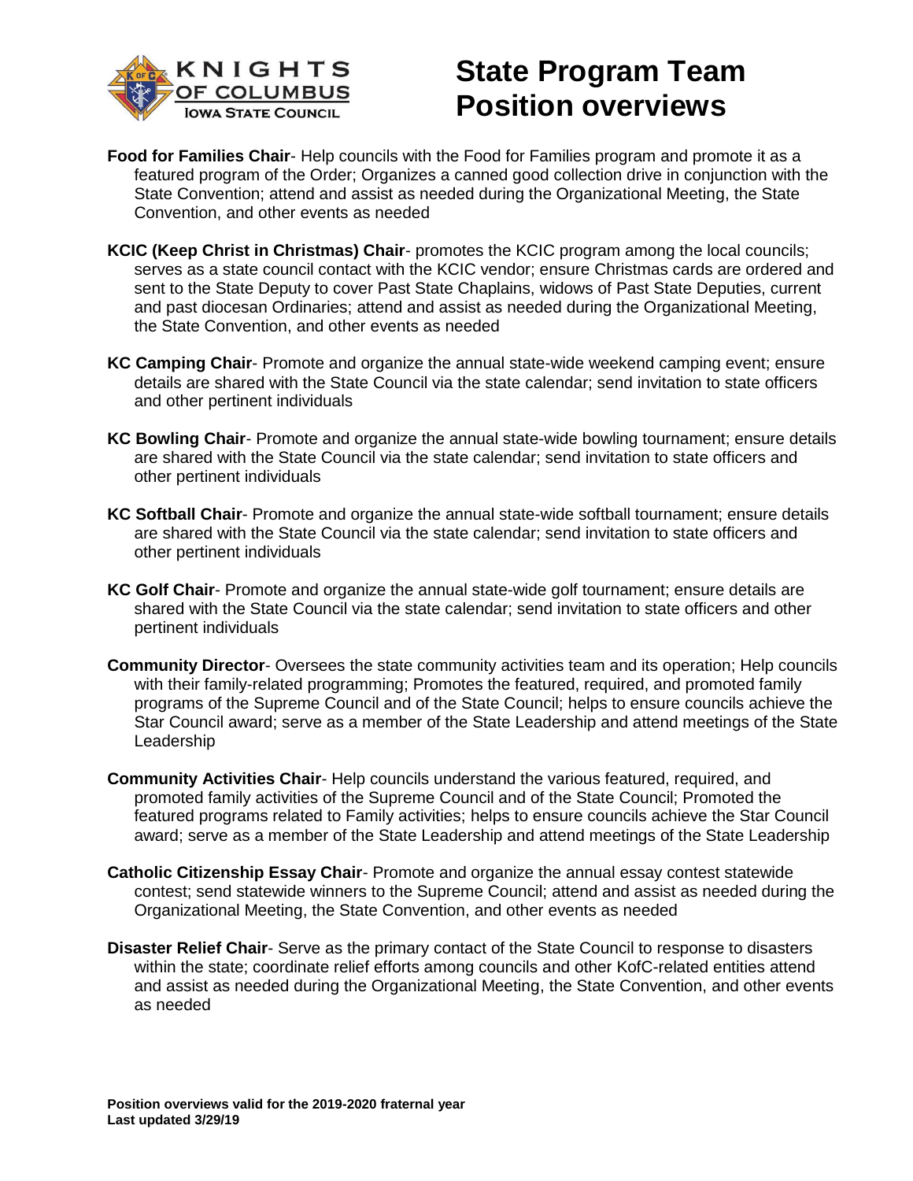# State Program Team Position overviews

**Food for Families Chair**- Help councils with the Food for Families program and promote it as a featured program of the Order; Organizes a canned good collection drive in conjunction with the State Convention; attend and assist as needed during the Organizational Meeting, the State Convention, and other events as needed

**KCIC (Keep Christ in Christmas) Chair**- promotes the KCIC program among the local councils; serves as a state council contact with the KCIC vendor; ensure Christmas cards are ordered and sent to the State Deputy to cover Past State Chaplains, widows of Past State Deputies, current and past diocesan Ordinaries; attend and assist as needed during the Organizational Meeting, the State Convention, and other events as needed

**KC Camping Chair**- Promote and organize the annual state-wide weekend camping event; ensure details are shared with the State Council via the state calendar; send invitation to state officers and other pertinent individuals

**KC Bowling Chair**- Promote and organize the annual state-wide bowling tournament; ensure details are shared with the State Council via the state calendar; send invitation to state officers and other pertinent individuals

**KC Softball Chair**- Promote and organize the annual state-wide softball tournament; ensure details are shared with the State Council via the state calendar; send invitation to state officers and other pertinent individuals

**KC Golf Chair**- Promote and organize the annual state-wide golf tournament; ensure details are shared with the State Council via the state calendar; send invitation to state officers and other pertinent individuals

**Community Director**- Oversees the state community activities team and its operation; Help councils with their family-related programming; Promotes the featured, required, and promoted family programs of the Supreme Council and of the State Council; helps to ensure councils achieve the Star Council award; serve as a member of the State Leadership and attend meetings of the State Leadership

**Community Activities Chair**- Help councils understand the various featured, required, and promoted family activities of the Supreme Council and of the State Council; Promoted the featured programs related to Family activities; helps to ensure councils achieve the Star Council award; serve as a member of the State Leadership and attend meetings of the State Leadership

**Catholic Citizenship Essay Chair**- Promote and organize the annual essay contest statewide contest; send statewide winners to the Supreme Council; attend and assist as needed during the Organizational Meeting, the State Convention, and other events as needed

**Disaster Relief Chair**- Serve as the primary contact of the State Council to response to disasters within the state; coordinate relief efforts among councils and other KofC-related entities attend and assist as needed during the Organizational Meeting, the State Convention, and other events as needed

**Position overviews valid for the 2019-2020 fraternal year**
**Last updated 3/29/19**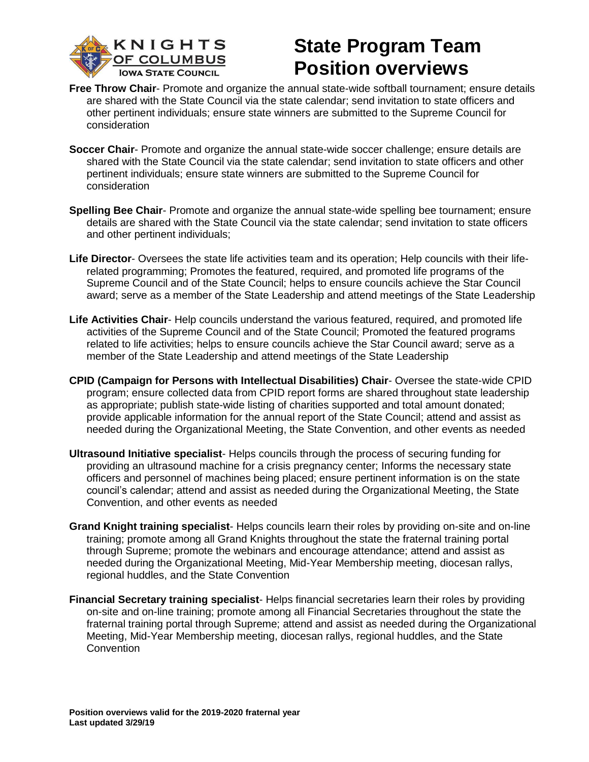# State Program Team Position overviews

**Free Throw Chair**- Promote and organize the annual state-wide softball tournament; ensure details are shared with the State Council via the state calendar; send invitation to state officers and other pertinent individuals; ensure state winners are submitted to the Supreme Council for consideration

**Soccer Chair**- Promote and organize the annual state-wide soccer challenge; ensure details are shared with the State Council via the state calendar; send invitation to state officers and other pertinent individuals; ensure state winners are submitted to the Supreme Council for consideration

**Spelling Bee Chair**- Promote and organize the annual state-wide spelling bee tournament; ensure details are shared with the State Council via the state calendar; send invitation to state officers and other pertinent individuals;

**Life Director**- Oversees the state life activities team and its operation; Help councils with their life-related programming; Promotes the featured, required, and promoted life programs of the Supreme Council and of the State Council; helps to ensure councils achieve the Star Council award; serve as a member of the State Leadership and attend meetings of the State Leadership

**Life Activities Chair**- Help councils understand the various featured, required, and promoted life activities of the Supreme Council and of the State Council; Promoted the featured programs related to life activities; helps to ensure councils achieve the Star Council award; serve as a member of the State Leadership and attend meetings of the State Leadership

**CPID (Campaign for Persons with Intellectual Disabilities) Chair**- Oversee the state-wide CPID program; ensure collected data from CPID report forms are shared throughout state leadership as appropriate; publish state-wide listing of charities supported and total amount donated; provide applicable information for the annual report of the State Council; attend and assist as needed during the Organizational Meeting, the State Convention, and other events as needed

**Ultrasound Initiative specialist**- Helps councils through the process of securing funding for providing an ultrasound machine for a crisis pregnancy center; Informs the necessary state officers and personnel of machines being placed; ensure pertinent information is on the state council's calendar; attend and assist as needed during the Organizational Meeting, the State Convention, and other events as needed

**Grand Knight training specialist**- Helps councils learn their roles by providing on-site and on-line training; promote among all Grand Knights throughout the state the fraternal training portal through Supreme; promote the webinars and encourage attendance; attend and assist as needed during the Organizational Meeting, Mid-Year Membership meeting, diocesan rallys, regional huddles, and the State Convention

**Financial Secretary training specialist**- Helps financial secretaries learn their roles by providing on-site and on-line training; promote among all Financial Secretaries throughout the state the fraternal training portal through Supreme; attend and assist as needed during the Organizational Meeting, Mid-Year Membership meeting, diocesan rallys, regional huddles, and the State Convention

**Position overviews valid for the 2019-2020 fraternal year**
**Last updated 3/29/19**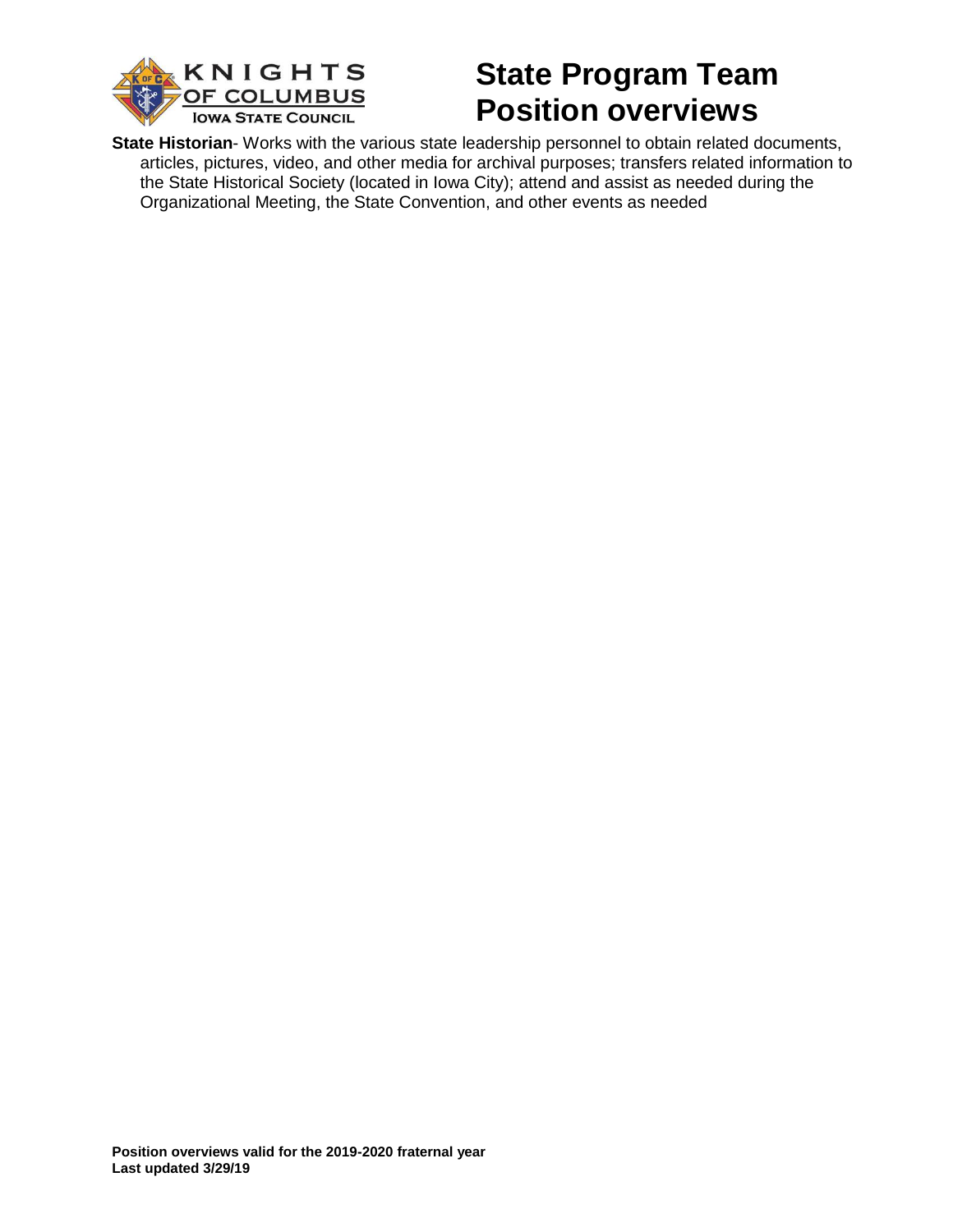**State Historian**- Works with the various state leadership personnel to obtain related documents, articles, pictures, video, and other media for archival purposes; transfers related information to the State Historical Society (located in Iowa City); attend and assist as needed during the Organizational Meeting, the State Convention, and other events as needed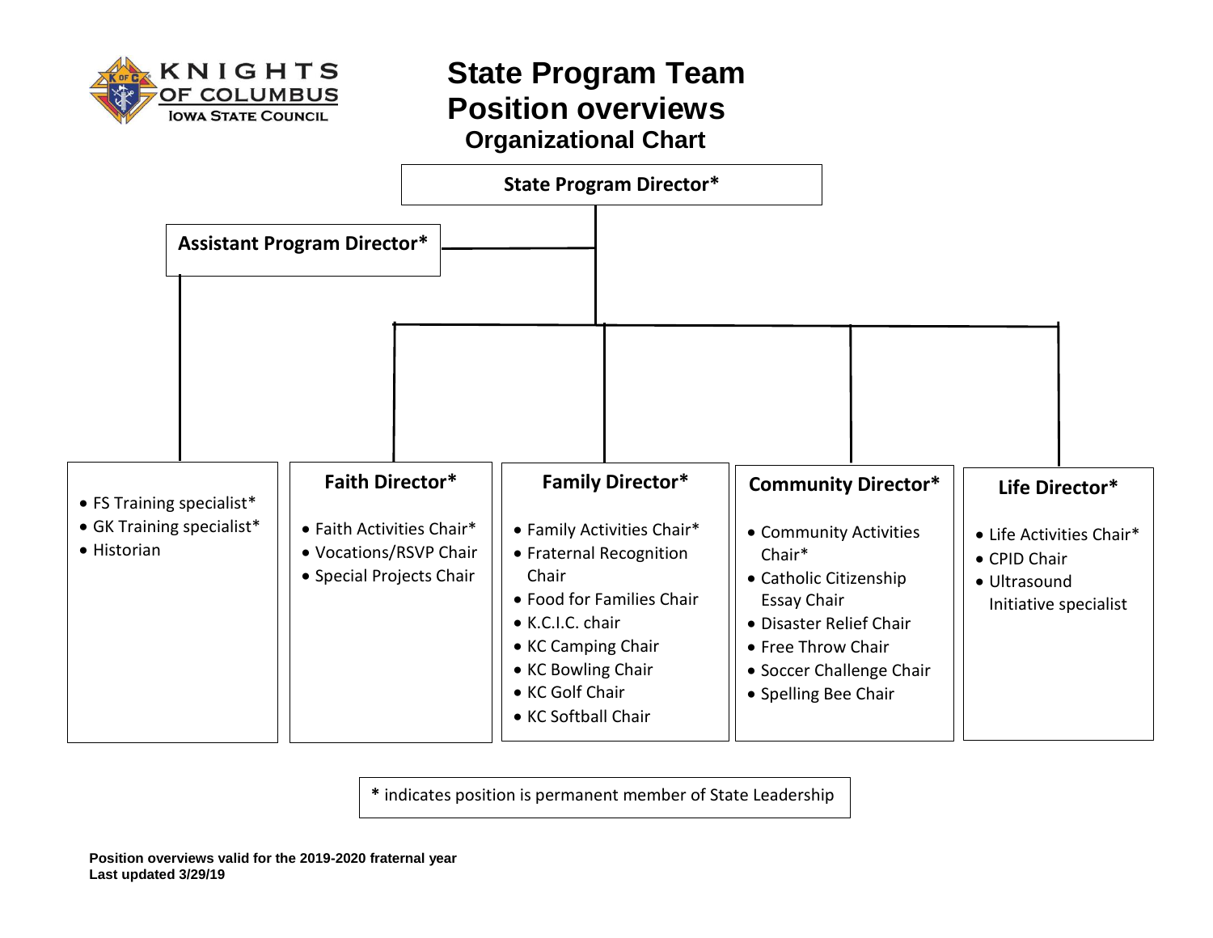KNIGHTS OF COLUMBUS
IOWA STATE COUNCIL

# State Program Team
# Position overviews
## Organizational Chart

**State Program Director***

**Assistant Program Director***

- FS Training specialist*
- GK Training specialist*
- Historian

**Faith Director***

- Faith Activities Chair*
- Vocations/RSVP Chair
- Special Projects Chair

**Family Director***

- Family Activities Chair*
- Fraternal Recognition Chair
- Food for Families Chair
- K.C.I.C. chair
- KC Camping Chair
- KC Bowling Chair
- KC Golf Chair
- KC Softball Chair

**Community Director***

- Community Activities Chair*
- Catholic Citizenship Essay Chair
- Disaster Relief Chair
- Free Throw Chair
- Soccer Challenge Chair
- Spelling Bee Chair

**Life Director***

- Life Activities Chair*
- CPID Chair
- Ultrasound Initiative specialist

**\*** indicates position is permanent member of State Leadership

**Position overviews valid for the 2019-2020 fraternal year**
**Last updated 3/29/19**